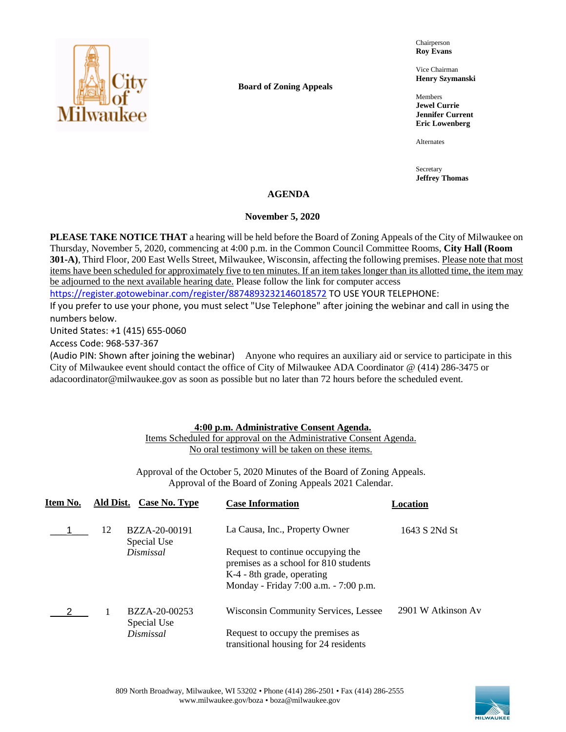**Board of Zoning Appeals**

Chairperson
**Roy Evans**

Vice Chairman
**Henry Szymanski**

Members
**Jewel Currie**
**Jennifer Current**
**Eric Lowenberg**

Alternates

Secretary
**Jeffrey Thomas**

# AGENDA

## November 5, 2020

**PLEASE TAKE NOTICE THAT** a hearing will be held before the Board of Zoning Appeals of the City of Milwaukee on Thursday, November 5, 2020, commencing at 4:00 p.m. in the Common Council Committee Rooms, **City Hall (Room 301-A)**, Third Floor, 200 East Wells Street, Milwaukee, Wisconsin, affecting the following premises. Please note that most items have been scheduled for approximately five to ten minutes. If an item takes longer than its allotted time, the item may be adjourned to the next available hearing date. Please follow the link for computer access https://register.gotowebinar.com/register/8874893232146018572 TO USE YOUR TELEPHONE:

If you prefer to use your phone, you must select "Use Telephone" after joining the webinar and call in using the numbers below.

United States: +1 (415) 655-0060

Access Code: 968-537-367

(Audio PIN: Shown after joining the webinar) Anyone who requires an auxiliary aid or service to participate in this City of Milwaukee event should contact the office of City of Milwaukee ADA Coordinator @ (414) 286-3475 or adacoordinator@milwaukee.gov as soon as possible but no later than 72 hours before the scheduled event.

**4:00 p.m. Administrative Consent Agenda.**
Items Scheduled for approval on the Administrative Consent Agenda.
No oral testimony will be taken on these items.

Approval of the October 5, 2020 Minutes of the Board of Zoning Appeals.
Approval of the Board of Zoning Appeals 2021 Calendar.

| Item No. | Ald Dist. | Case No. Type | Case Information | Location |
|---|---|---|---|---|
| 1 | 12 | BZZA-20-00191<br>Special Use<br>*Dismissal* | La Causa, Inc., Property Owner<br><br>Request to continue occupying the premises as a school for 810 students K-4 - 8th grade, operating Monday - Friday 7:00 a.m. - 7:00 p.m. | 1643 S 2Nd St |
| 2 | 1 | BZZA-20-00253<br>Special Use<br>*Dismissal* | Wisconsin Community Services, Lessee<br><br>Request to occupy the premises as transitional housing for 24 residents | 2901 W Atkinson Av |

809 North Broadway, Milwaukee, WI 53202 • Phone (414) 286-2501 • Fax (414) 286-2555
www.milwaukee.gov/boza • boza@milwaukee.gov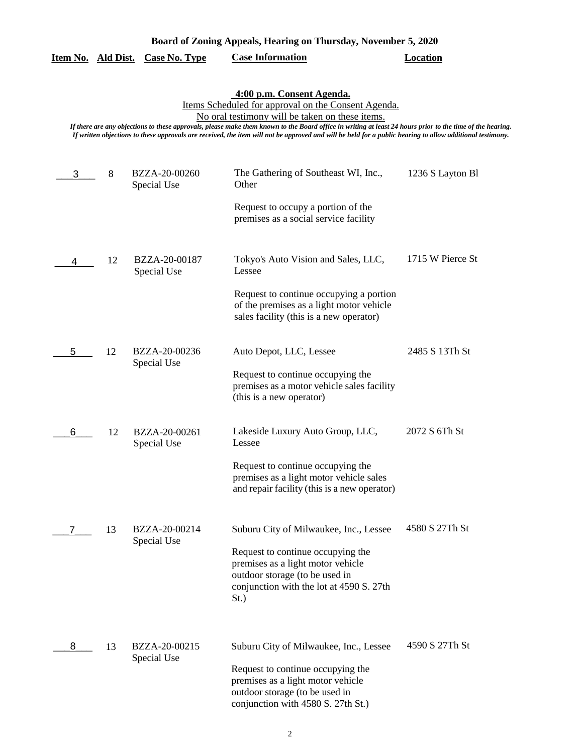**Board of Zoning Appeals, Hearing on Thursday, November 5, 2020**

**4:00 p.m. Consent Agenda.**

Items Scheduled for approval on the Consent Agenda.

No oral testimony will be taken on these items.

*If there are any objections to these approvals, please make them known to the Board office in writing at least 24 hours prior to the time of the hearing. If written objections to these approvals are received, the item will not be approved and will be held for a public hearing to allow additional testimony.*

| Item No. | Ald Dist. | Case No. Type | Case Information | Location |
|---|---|---|---|---|
| 3 | 8 | BZZA-20-00260 Special Use | The Gathering of Southeast WI, Inc., Other<br><br>Request to occupy a portion of the premises as a social service facility | 1236 S Layton Bl |
| 4 | 12 | BZZA-20-00187 Special Use | Tokyo's Auto Vision and Sales, LLC, Lessee<br><br>Request to continue occupying a portion of the premises as a light motor vehicle sales facility (this is a new operator) | 1715 W Pierce St |
| 5 | 12 | BZZA-20-00236 Special Use | Auto Depot, LLC, Lessee<br><br>Request to continue occupying the premises as a motor vehicle sales facility (this is a new operator) | 2485 S 13Th St |
| 6 | 12 | BZZA-20-00261 Special Use | Lakeside Luxury Auto Group, LLC, Lessee<br><br>Request to continue occupying the premises as a light motor vehicle sales and repair facility (this is a new operator) | 2072 S 6Th St |
| 7 | 13 | BZZA-20-00214 Special Use | Suburu City of Milwaukee, Inc., Lessee<br><br>Request to continue occupying the premises as a light motor vehicle outdoor storage (to be used in conjunction with the lot at 4590 S. 27th St.) | 4580 S 27Th St |
| 8 | 13 | BZZA-20-00215 Special Use | Suburu City of Milwaukee, Inc., Lessee<br><br>Request to continue occupying the premises as a light motor vehicle outdoor storage (to be used in conjunction with 4580 S. 27th St.) | 4590 S 27Th St |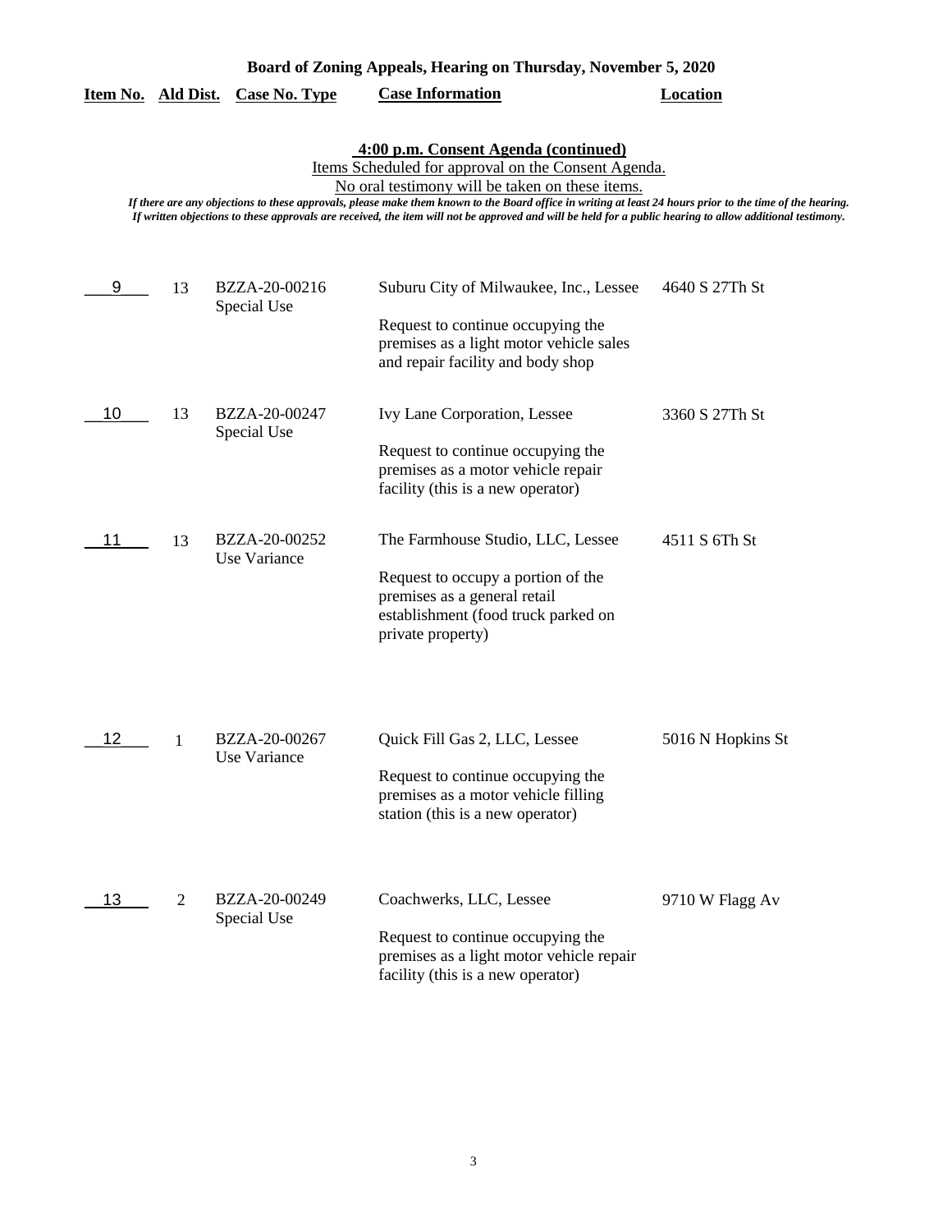**Board of Zoning Appeals, Hearing on Thursday, November 5, 2020**

| Item No. | Ald Dist. | Case No. Type | Case Information | Location |
|---|---|---|---|---|

**4:00 p.m. Consent Agenda (continued)**

Items Scheduled for approval on the Consent Agenda.

No oral testimony will be taken on these items.

*If there are any objections to these approvals, please make them known to the Board office in writing at least 24 hours prior to the time of the hearing. If written objections to these approvals are received, the item will not be approved and will be held for a public hearing to allow additional testimony.*

| Item No. | Ald Dist. | Case No. Type | Case Information | Location |
|---|---|---|---|---|
| 9 | 13 | BZZA-20-00216 Special Use | Suburu City of Milwaukee, Inc., Lessee<br><br>Request to continue occupying the premises as a light motor vehicle sales and repair facility and body shop | 4640 S 27Th St |
| 10 | 13 | BZZA-20-00247 Special Use | Ivy Lane Corporation, Lessee<br><br>Request to continue occupying the premises as a motor vehicle repair facility (this is a new operator) | 3360 S 27Th St |
| 11 | 13 | BZZA-20-00252 Use Variance | The Farmhouse Studio, LLC, Lessee<br><br>Request to occupy a portion of the premises as a general retail establishment (food truck parked on private property) | 4511 S 6Th St |
| 12 | 1 | BZZA-20-00267 Use Variance | Quick Fill Gas 2, LLC, Lessee<br><br>Request to continue occupying the premises as a motor vehicle filling station (this is a new operator) | 5016 N Hopkins St |
| 13 | 2 | BZZA-20-00249 Special Use | Coachwerks, LLC, Lessee<br><br>Request to continue occupying the premises as a light motor vehicle repair facility (this is a new operator) | 9710 W Flagg Av |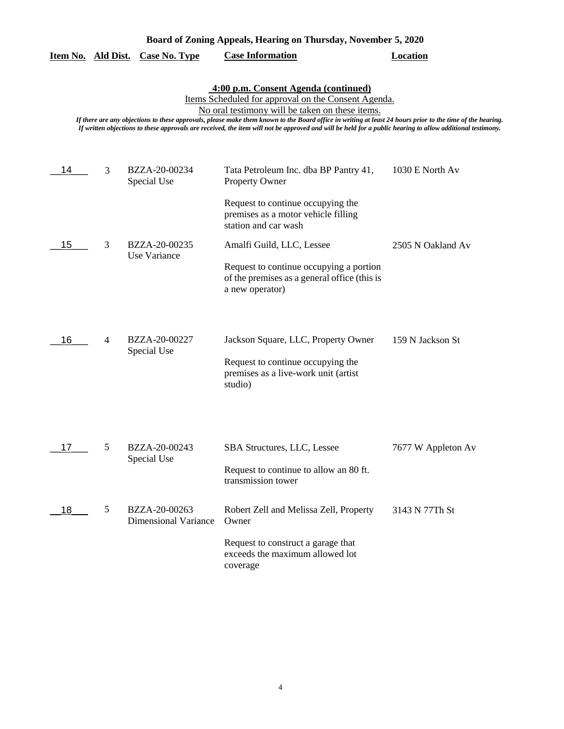**Board of Zoning Appeals, Hearing on Thursday, November 5, 2020**

**4:00 p.m. Consent Agenda (continued)**

Items Scheduled for approval on the Consent Agenda.

No oral testimony will be taken on these items.

*If there are any objections to these approvals, please make them known to the Board office in writing at least 24 hours prior to the time of the hearing. If written objections to these approvals are received, the item will not be approved and will be held for a public hearing to allow additional testimony.*

| Item No. | Ald Dist. | Case No. Type | Case Information | Location |
|---|---|---|---|---|
| 14 | 3 | BZZA-20-00234 Special Use | Tata Petroleum Inc. dba BP Pantry 41, Property Owner<br><br>Request to continue occupying the premises as a motor vehicle filling station and car wash | 1030 E North Av |
| 15 | 3 | BZZA-20-00235 Use Variance | Amalfi Guild, LLC, Lessee<br><br>Request to continue occupying a portion of the premises as a general office (this is a new operator) | 2505 N Oakland Av |
| 16 | 4 | BZZA-20-00227 Special Use | Jackson Square, LLC, Property Owner<br><br>Request to continue occupying the premises as a live-work unit (artist studio) | 159 N Jackson St |
| 17 | 5 | BZZA-20-00243 Special Use | SBA Structures, LLC, Lessee<br><br>Request to continue to allow an 80 ft. transmission tower | 7677 W Appleton Av |
| 18 | 5 | BZZA-20-00263 Dimensional Variance | Robert Zell and Melissa Zell, Property Owner<br><br>Request to construct a garage that exceeds the maximum allowed lot coverage | 3143 N 77Th St |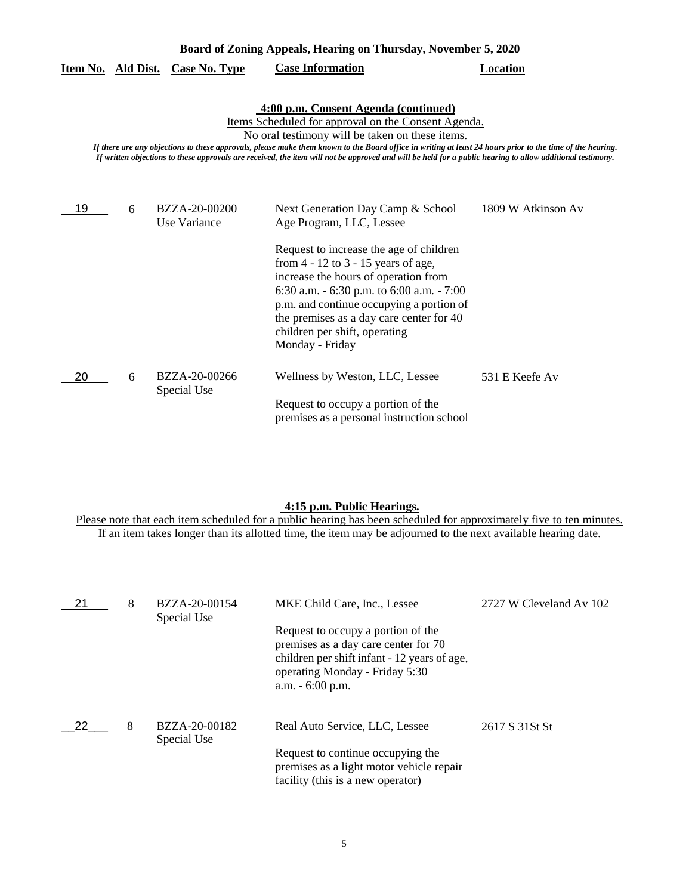**Board of Zoning Appeals, Hearing on Thursday, November 5, 2020**

**4:00 p.m. Consent Agenda (continued)**

Items Scheduled for approval on the Consent Agenda.
No oral testimony will be taken on these items.

*If there are any objections to these approvals, please make them known to the Board office in writing at least 24 hours prior to the time of the hearing. If written objections to these approvals are received, the item will not be approved and will be held for a public hearing to allow additional testimony.*

| Item No. | Ald Dist. | Case No. Type | Case Information | Location |
|---|---|---|---|---|
| 19 | 6 | BZZA-20-00200 Use Variance | Next Generation Day Camp & School Age Program, LLC, Lessee<br><br>Request to increase the age of children from 4 - 12 to 3 - 15 years of age, increase the hours of operation from 6:30 a.m. - 6:30 p.m. to 6:00 a.m. - 7:00 p.m. and continue occupying a portion of the premises as a day care center for 40 children per shift, operating Monday - Friday | 1809 W Atkinson Av |
| 20 | 6 | BZZA-20-00266 Special Use | Wellness by Weston, LLC, Lessee<br><br>Request to occupy a portion of the premises as a personal instruction school | 531 E Keefe Av |

**4:15 p.m. Public Hearings.**

Please note that each item scheduled for a public hearing has been scheduled for approximately five to ten minutes. If an item takes longer than its allotted time, the item may be adjourned to the next available hearing date.

| Item No. | Ald Dist. | Case No. Type | Case Information | Location |
|---|---|---|---|---|
| 21 | 8 | BZZA-20-00154 Special Use | MKE Child Care, Inc., Lessee<br><br>Request to occupy a portion of the premises as a day care center for 70 children per shift infant - 12 years of age, operating Monday - Friday 5:30 a.m. - 6:00 p.m. | 2727 W Cleveland Av 102 |
| 22 | 8 | BZZA-20-00182 Special Use | Real Auto Service, LLC, Lessee<br><br>Request to continue occupying the premises as a light motor vehicle repair facility (this is a new operator) | 2617 S 31St St |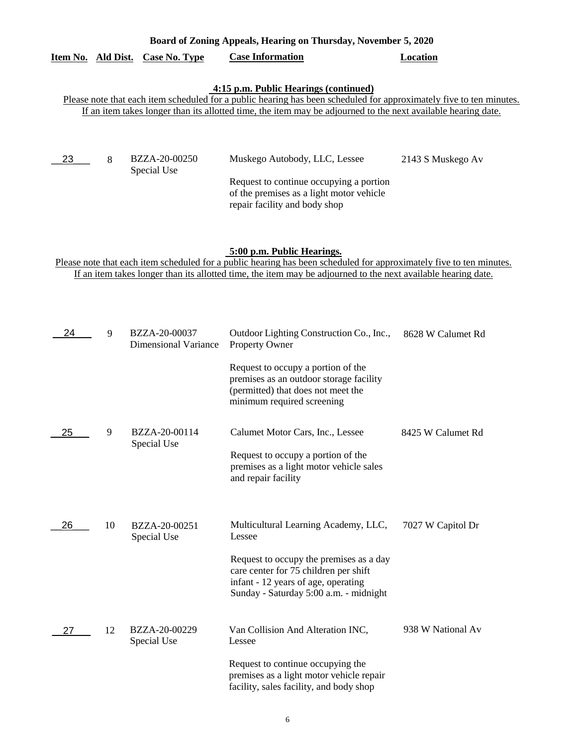# Board of Zoning Appeals, Hearing on Thursday, November 5, 2020

| Item No. | Ald Dist. | Case No. Type | Case Information | Location |
|---|---|---|---|---|

## 4:15 p.m. Public Hearings (continued)

Please note that each item scheduled for a public hearing has been scheduled for approximately five to ten minutes. If an item takes longer than its allotted time, the item may be adjourned to the next available hearing date.

| Item No. | Ald Dist. | Case No. Type | Case Information | Location |
|---|---|---|---|---|
| 23 | 8 | BZZA-20-00250 Special Use | Muskego Autobody, LLC, Lessee<br><br>Request to continue occupying a portion of the premises as a light motor vehicle repair facility and body shop | 2143 S Muskego Av |

## 5:00 p.m. Public Hearings.

Please note that each item scheduled for a public hearing has been scheduled for approximately five to ten minutes. If an item takes longer than its allotted time, the item may be adjourned to the next available hearing date.

| Item No. | Ald Dist. | Case No. Type | Case Information | Location |
|---|---|---|---|---|
| 24 | 9 | BZZA-20-00037 Dimensional Variance | Outdoor Lighting Construction Co., Inc., Property Owner<br><br>Request to occupy a portion of the premises as an outdoor storage facility (permitted) that does not meet the minimum required screening | 8628 W Calumet Rd |
| 25 | 9 | BZZA-20-00114 Special Use | Calumet Motor Cars, Inc., Lessee<br><br>Request to occupy a portion of the premises as a light motor vehicle sales and repair facility | 8425 W Calumet Rd |
| 26 | 10 | BZZA-20-00251 Special Use | Multicultural Learning Academy, LLC, Lessee<br><br>Request to occupy the premises as a day care center for 75 children per shift infant - 12 years of age, operating Sunday - Saturday 5:00 a.m. - midnight | 7027 W Capitol Dr |
| 27 | 12 | BZZA-20-00229 Special Use | Van Collision And Alteration INC, Lessee<br><br>Request to continue occupying the premises as a light motor vehicle repair facility, sales facility, and body shop | 938 W National Av |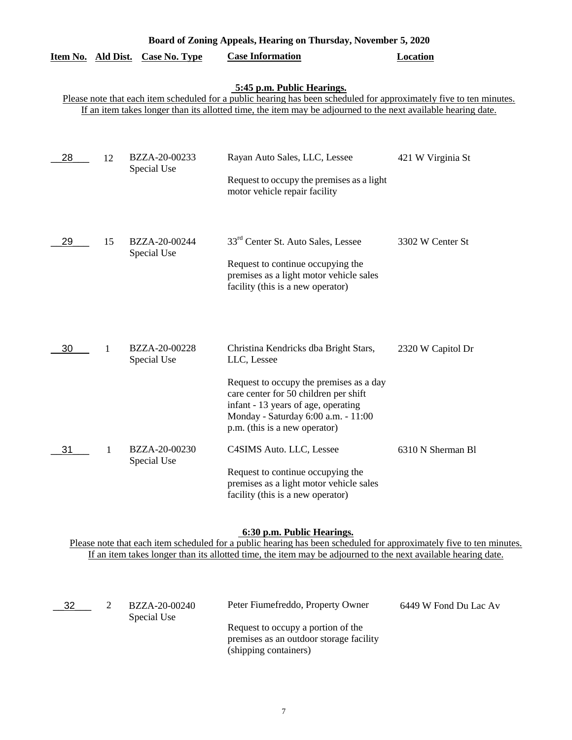**Board of Zoning Appeals, Hearing on Thursday, November 5, 2020**

**5:45 p.m. Public Hearings.**

Please note that each item scheduled for a public hearing has been scheduled for approximately five to ten minutes. If an item takes longer than its allotted time, the item may be adjourned to the next available hearing date.

| Item No. | Ald Dist. | Case No. Type | Case Information | Location |
|---|---|---|---|---|
| 28 | 12 | BZZA-20-00233 Special Use | Rayan Auto Sales, LLC, Lessee<br><br>Request to occupy the premises as a light motor vehicle repair facility | 421 W Virginia St |
| 29 | 15 | BZZA-20-00244 Special Use | 33rd Center St. Auto Sales, Lessee<br><br>Request to continue occupying the premises as a light motor vehicle sales facility (this is a new operator) | 3302 W Center St |
| 30 | 1 | BZZA-20-00228 Special Use | Christina Kendricks dba Bright Stars, LLC, Lessee<br><br>Request to occupy the premises as a day care center for 50 children per shift infant - 13 years of age, operating Monday - Saturday 6:00 a.m. - 11:00 p.m. (this is a new operator) | 2320 W Capitol Dr |
| 31 | 1 | BZZA-20-00230 Special Use | C4SIMS Auto. LLC, Lessee<br><br>Request to continue occupying the premises as a light motor vehicle sales facility (this is a new operator) | 6310 N Sherman Bl |

**6:30 p.m. Public Hearings.**

Please note that each item scheduled for a public hearing has been scheduled for approximately five to ten minutes. If an item takes longer than its allotted time, the item may be adjourned to the next available hearing date.

| Item No. | Ald Dist. | Case No. Type | Case Information | Location |
|---|---|---|---|---|
| 32 | 2 | BZZA-20-00240 Special Use | Peter Fiumefreddo, Property Owner<br><br>Request to occupy a portion of the premises as an outdoor storage facility (shipping containers) | 6449 W Fond Du Lac Av |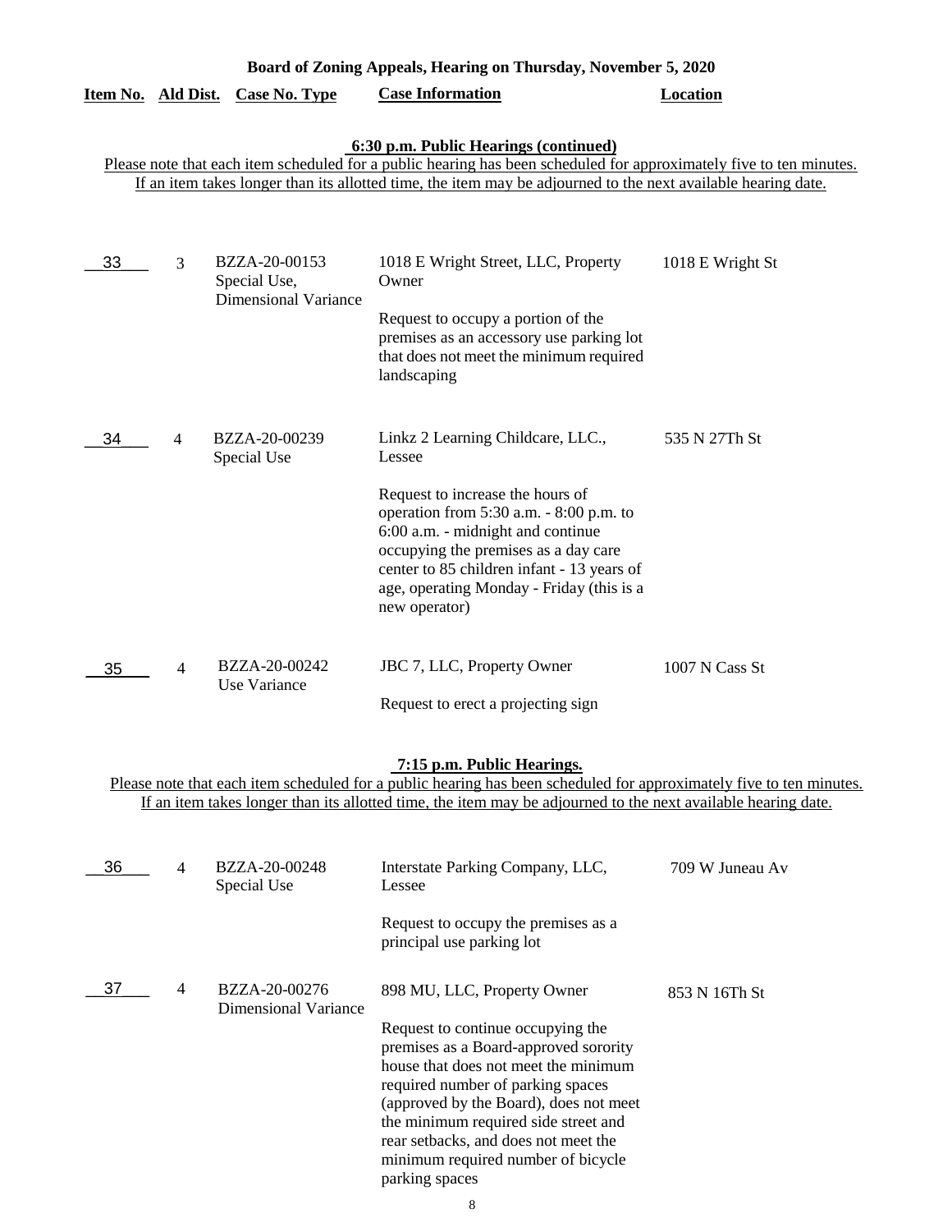**Board of Zoning Appeals, Hearing on Thursday, November 5, 2020**

**6:30 p.m. Public Hearings (continued)**

Please note that each item scheduled for a public hearing has been scheduled for approximately five to ten minutes. If an item takes longer than its allotted time, the item may be adjourned to the next available hearing date.

| Item No. | Ald Dist. | Case No. Type | Case Information | Location |
|---|---|---|---|---|
| 33 | 3 | BZZA-20-00153 Special Use, Dimensional Variance | 1018 E Wright Street, LLC, Property Owner<br><br>Request to occupy a portion of the premises as an accessory use parking lot that does not meet the minimum required landscaping | 1018 E Wright St |
| 34 | 4 | BZZA-20-00239 Special Use | Linkz 2 Learning Childcare, LLC., Lessee<br><br>Request to increase the hours of operation from 5:30 a.m. - 8:00 p.m. to 6:00 a.m. - midnight and continue occupying the premises as a day care center to 85 children infant - 13 years of age, operating Monday - Friday (this is a new operator) | 535 N 27Th St |
| 35 | 4 | BZZA-20-00242 Use Variance | JBC 7, LLC, Property Owner<br><br>Request to erect a projecting sign | 1007 N Cass St |

**7:15 p.m. Public Hearings.**

Please note that each item scheduled for a public hearing has been scheduled for approximately five to ten minutes. If an item takes longer than its allotted time, the item may be adjourned to the next available hearing date.

| Item No. | Ald Dist. | Case No. Type | Case Information | Location |
|---|---|---|---|---|
| 36 | 4 | BZZA-20-00248 Special Use | Interstate Parking Company, LLC, Lessee<br><br>Request to occupy the premises as a principal use parking lot | 709 W Juneau Av |
| 37 | 4 | BZZA-20-00276 Dimensional Variance | 898 MU, LLC, Property Owner<br><br>Request to continue occupying the premises as a Board-approved sorority house that does not meet the minimum required number of parking spaces (approved by the Board), does not meet the minimum required side street and rear setbacks, and does not meet the minimum required number of bicycle parking spaces | 853 N 16Th St |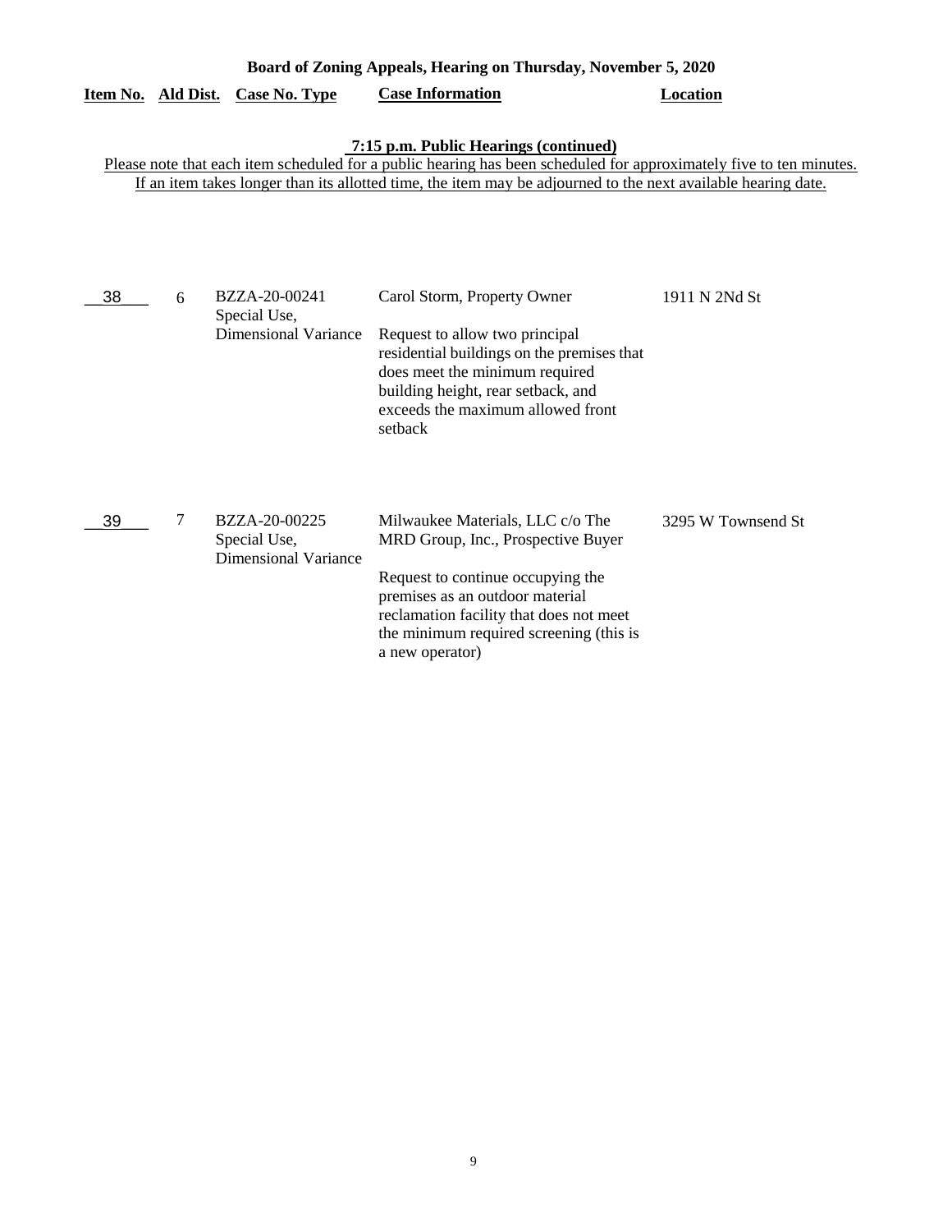**Board of Zoning Appeals, Hearing on Thursday, November 5, 2020**

**7:15 p.m. Public Hearings (continued)**

Please note that each item scheduled for a public hearing has been scheduled for approximately five to ten minutes. If an item takes longer than its allotted time, the item may be adjourned to the next available hearing date.

| Item No. | Ald Dist. | Case No. Type | Case Information | Location |
|---|---|---|---|---|
| 38 | 6 | BZZA-20-00241 Special Use, Dimensional Variance | Carol Storm, Property Owner<br><br>Request to allow two principal residential buildings on the premises that does meet the minimum required building height, rear setback, and exceeds the maximum allowed front setback | 1911 N 2Nd St |
| 39 | 7 | BZZA-20-00225 Special Use, Dimensional Variance | Milwaukee Materials, LLC c/o The MRD Group, Inc., Prospective Buyer<br><br>Request to continue occupying the premises as an outdoor material reclamation facility that does not meet the minimum required screening (this is a new operator) | 3295 W Townsend St |